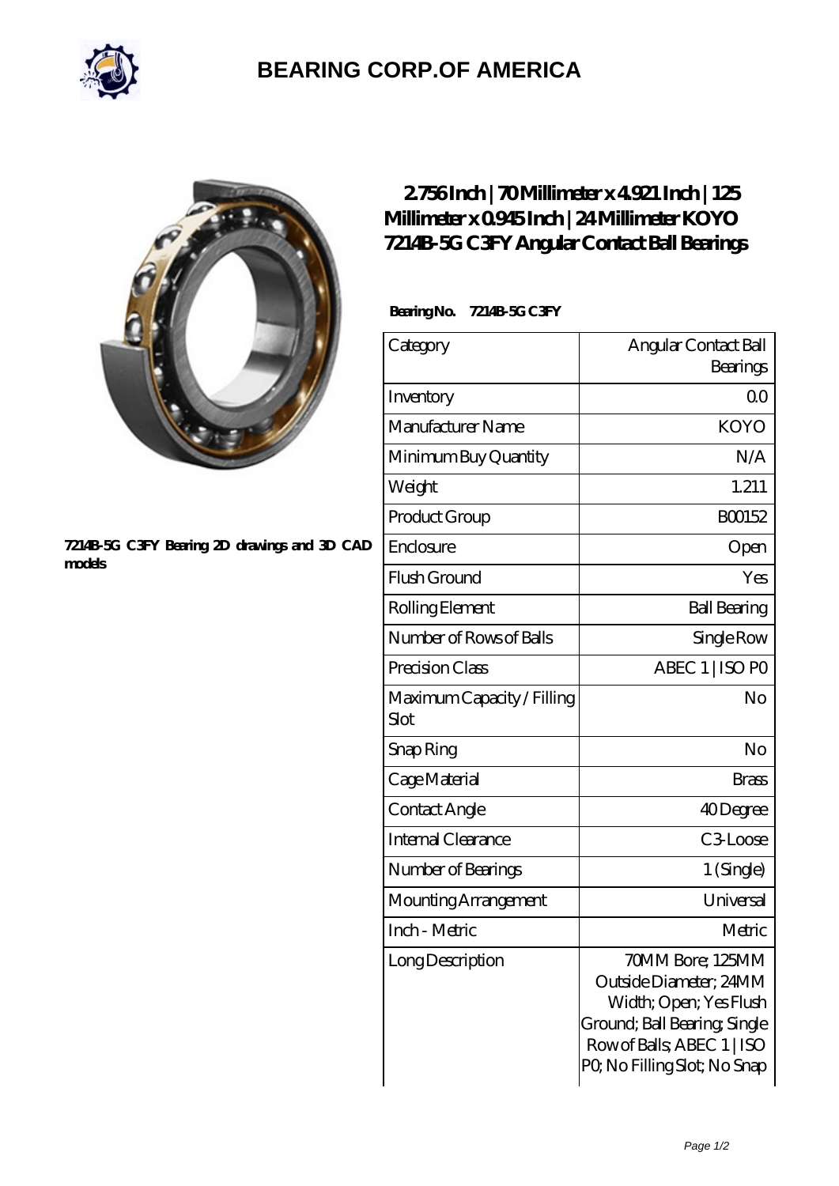# BEARING CORP.OF AMERICA

7214B-5G C3FY Bearing 2D drawings and 3D CAD models

## 2.756 Inch | 70 Millimeter x 4.921 Inch | 125 Millimeter x 0.945 Inch | 24 Millimeter KOYO 7214B-5G C3FY Angular Contact Ball Bearings

**Bearing No. 7214B-5G C3FY**

| Category | Angular Contact Ball Bearings |
|---|---|
| Inventory | 0.0 |
| Manufacturer Name | KOYO |
| Minimum Buy Quantity | N/A |
| Weight | 1.211 |
| Product Group | B00152 |
| Enclosure | Open |
| Flush Ground | Yes |
| Rolling Element | Ball Bearing |
| Number of Rows of Balls | Single Row |
| Precision Class | ABEC 1 \| ISO P0 |
| Maximum Capacity / Filling Slot | No |
| Snap Ring | No |
| Cage Material | Brass |
| Contact Angle | 40 Degree |
| Internal Clearance | C3-Loose |
| Number of Bearings | 1 (Single) |
| Mounting Arrangement | Universal |
| Inch - Metric | Metric |
| Long Description | 70MM Bore; 125MM Outside Diameter; 24MM Width; Open; Yes Flush Ground; Ball Bearing; Single Row of Balls; ABEC 1 \| ISO P0; No Filling Slot; No Snap |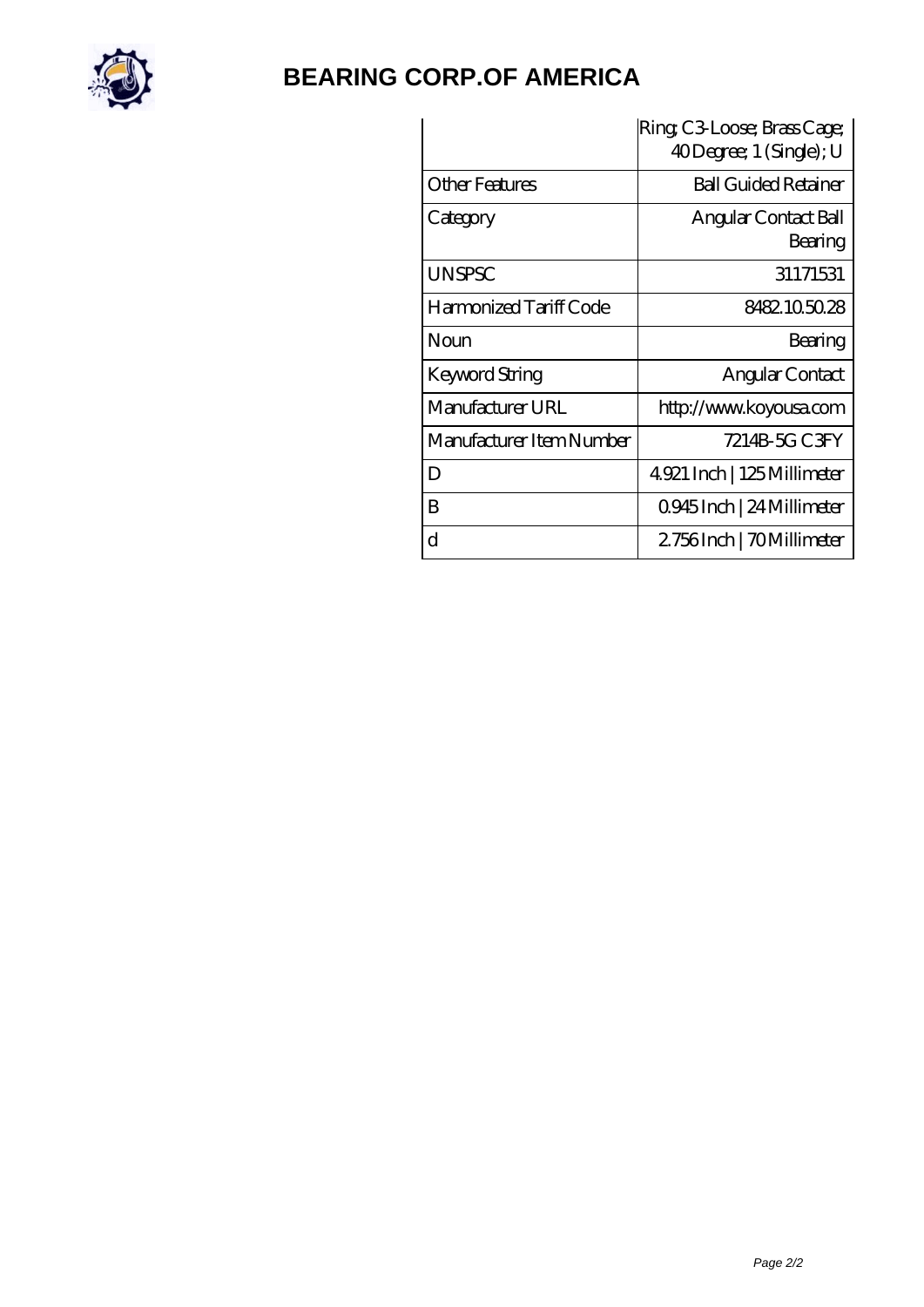# BEARING CORP.OF AMERICA

| | |
|---|---|
| | Ring; C3-Loose; Brass Cage; 40 Degree; 1 (Single); U |
| Other Features | Ball Guided Retainer |
| Category | Angular Contact Ball Bearing |
| UNSPSC | 31171531 |
| Harmonized Tariff Code | 8482.10.50.28 |
| Noun | Bearing |
| Keyword String | Angular Contact |
| Manufacturer URL | http://www.koyousa.com |
| Manufacturer Item Number | 7214B-5G C3FY |
| D | 4.921 Inch \| 125 Millimeter |
| B | 0.945 Inch \| 24 Millimeter |
| d | 2.756 Inch \| 70 Millimeter |